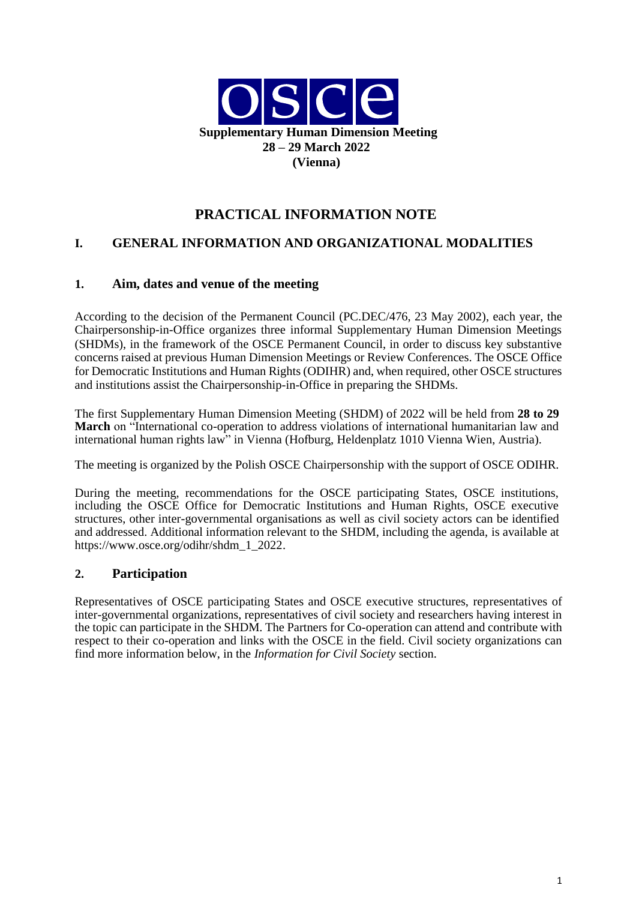**OSCE**

**Supplementary Human Dimension Meeting**
**28 – 29 March 2022**
**(Vienna)**

# PRACTICAL INFORMATION NOTE

## I. GENERAL INFORMATION AND ORGANIZATIONAL MODALITIES

### 1. Aim, dates and venue of the meeting

According to the decision of the Permanent Council (PC.DEC/476, 23 May 2002), each year, the Chairpersonship-in-Office organizes three informal Supplementary Human Dimension Meetings (SHDMs), in the framework of the OSCE Permanent Council, in order to discuss key substantive concerns raised at previous Human Dimension Meetings or Review Conferences. The OSCE Office for Democratic Institutions and Human Rights (ODIHR) and, when required, other OSCE structures and institutions assist the Chairpersonship-in-Office in preparing the SHDMs.

The first Supplementary Human Dimension Meeting (SHDM) of 2022 will be held from **28 to 29 March** on "International co-operation to address violations of international humanitarian law and international human rights law" in Vienna (Hofburg, Heldenplatz 1010 Vienna Wien, Austria).

The meeting is organized by the Polish OSCE Chairpersonship with the support of OSCE ODIHR.

During the meeting, recommendations for the OSCE participating States, OSCE institutions, including the OSCE Office for Democratic Institutions and Human Rights, OSCE executive structures, other inter-governmental organisations as well as civil society actors can be identified and addressed. Additional information relevant to the SHDM, including the agenda, is available at https://www.osce.org/odihr/shdm_1_2022.

### 2. Participation

Representatives of OSCE participating States and OSCE executive structures, representatives of inter-governmental organizations, representatives of civil society and researchers having interest in the topic can participate in the SHDM. The Partners for Co-operation can attend and contribute with respect to their co-operation and links with the OSCE in the field. Civil society organizations can find more information below, in the *Information for Civil Society* section.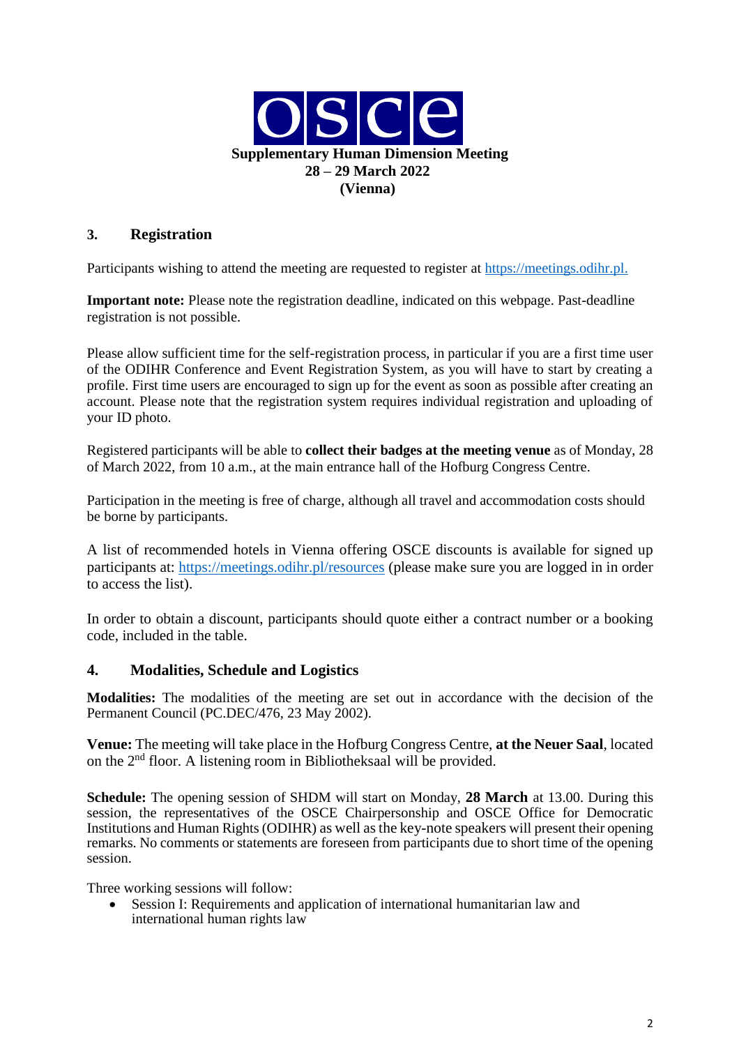**Supplementary Human Dimension Meeting**
**28 – 29 March 2022**
**(Vienna)**

## 3. Registration

Participants wishing to attend the meeting are requested to register at https://meetings.odihr.pl.

**Important note:** Please note the registration deadline, indicated on this webpage. Past-deadline registration is not possible.

Please allow sufficient time for the self-registration process, in particular if you are a first time user of the ODIHR Conference and Event Registration System, as you will have to start by creating a profile. First time users are encouraged to sign up for the event as soon as possible after creating an account. Please note that the registration system requires individual registration and uploading of your ID photo.

Registered participants will be able to **collect their badges at the meeting venue** as of Monday, 28 of March 2022, from 10 a.m., at the main entrance hall of the Hofburg Congress Centre.

Participation in the meeting is free of charge, although all travel and accommodation costs should be borne by participants.

A list of recommended hotels in Vienna offering OSCE discounts is available for signed up participants at: https://meetings.odihr.pl/resources (please make sure you are logged in in order to access the list).

In order to obtain a discount, participants should quote either a contract number or a booking code, included in the table.

## 4. Modalities, Schedule and Logistics

**Modalities:** The modalities of the meeting are set out in accordance with the decision of the Permanent Council (PC.DEC/476, 23 May 2002).

**Venue:** The meeting will take place in the Hofburg Congress Centre, **at the Neuer Saal**, located on the 2nd floor. A listening room in Bibliotheksaal will be provided.

**Schedule:** The opening session of SHDM will start on Monday, **28 March** at 13.00. During this session, the representatives of the OSCE Chairpersonship and OSCE Office for Democratic Institutions and Human Rights (ODIHR) as well as the key-note speakers will present their opening remarks. No comments or statements are foreseen from participants due to short time of the opening session.

Three working sessions will follow:

- Session I: Requirements and application of international humanitarian law and international human rights law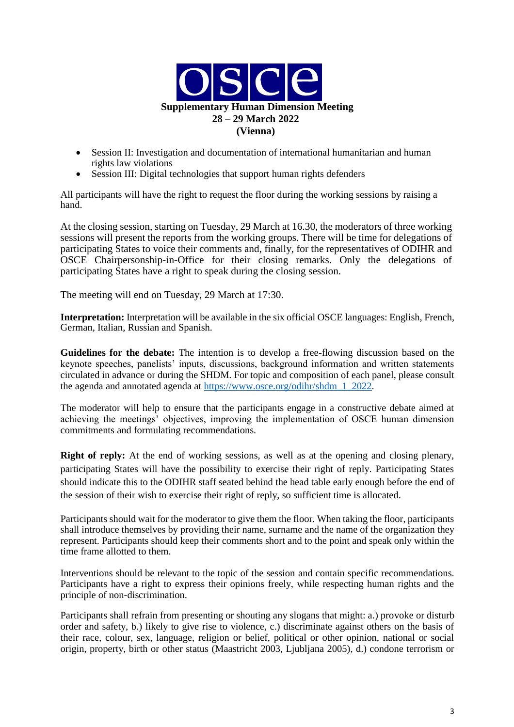**Supplementary Human Dimension Meeting**
**28 – 29 March 2022**
**(Vienna)**

- Session II: Investigation and documentation of international humanitarian and human rights law violations
- Session III: Digital technologies that support human rights defenders

All participants will have the right to request the floor during the working sessions by raising a hand.

At the closing session, starting on Tuesday, 29 March at 16.30, the moderators of three working sessions will present the reports from the working groups. There will be time for delegations of participating States to voice their comments and, finally, for the representatives of ODIHR and OSCE Chairpersonship-in-Office for their closing remarks. Only the delegations of participating States have a right to speak during the closing session.

The meeting will end on Tuesday, 29 March at 17:30.

**Interpretation:** Interpretation will be available in the six official OSCE languages: English, French, German, Italian, Russian and Spanish.

**Guidelines for the debate:** The intention is to develop a free-flowing discussion based on the keynote speeches, panelists' inputs, discussions, background information and written statements circulated in advance or during the SHDM. For topic and composition of each panel, please consult the agenda and annotated agenda at https://www.osce.org/odihr/shdm_1_2022.

The moderator will help to ensure that the participants engage in a constructive debate aimed at achieving the meetings' objectives, improving the implementation of OSCE human dimension commitments and formulating recommendations.

**Right of reply:** At the end of working sessions, as well as at the opening and closing plenary, participating States will have the possibility to exercise their right of reply. Participating States should indicate this to the ODIHR staff seated behind the head table early enough before the end of the session of their wish to exercise their right of reply, so sufficient time is allocated.

Participants should wait for the moderator to give them the floor. When taking the floor, participants shall introduce themselves by providing their name, surname and the name of the organization they represent. Participants should keep their comments short and to the point and speak only within the time frame allotted to them.

Interventions should be relevant to the topic of the session and contain specific recommendations. Participants have a right to express their opinions freely, while respecting human rights and the principle of non-discrimination.

Participants shall refrain from presenting or shouting any slogans that might: a.) provoke or disturb order and safety, b.) likely to give rise to violence, c.) discriminate against others on the basis of their race, colour, sex, language, religion or belief, political or other opinion, national or social origin, property, birth or other status (Maastricht 2003, Ljubljana 2005), d.) condone terrorism or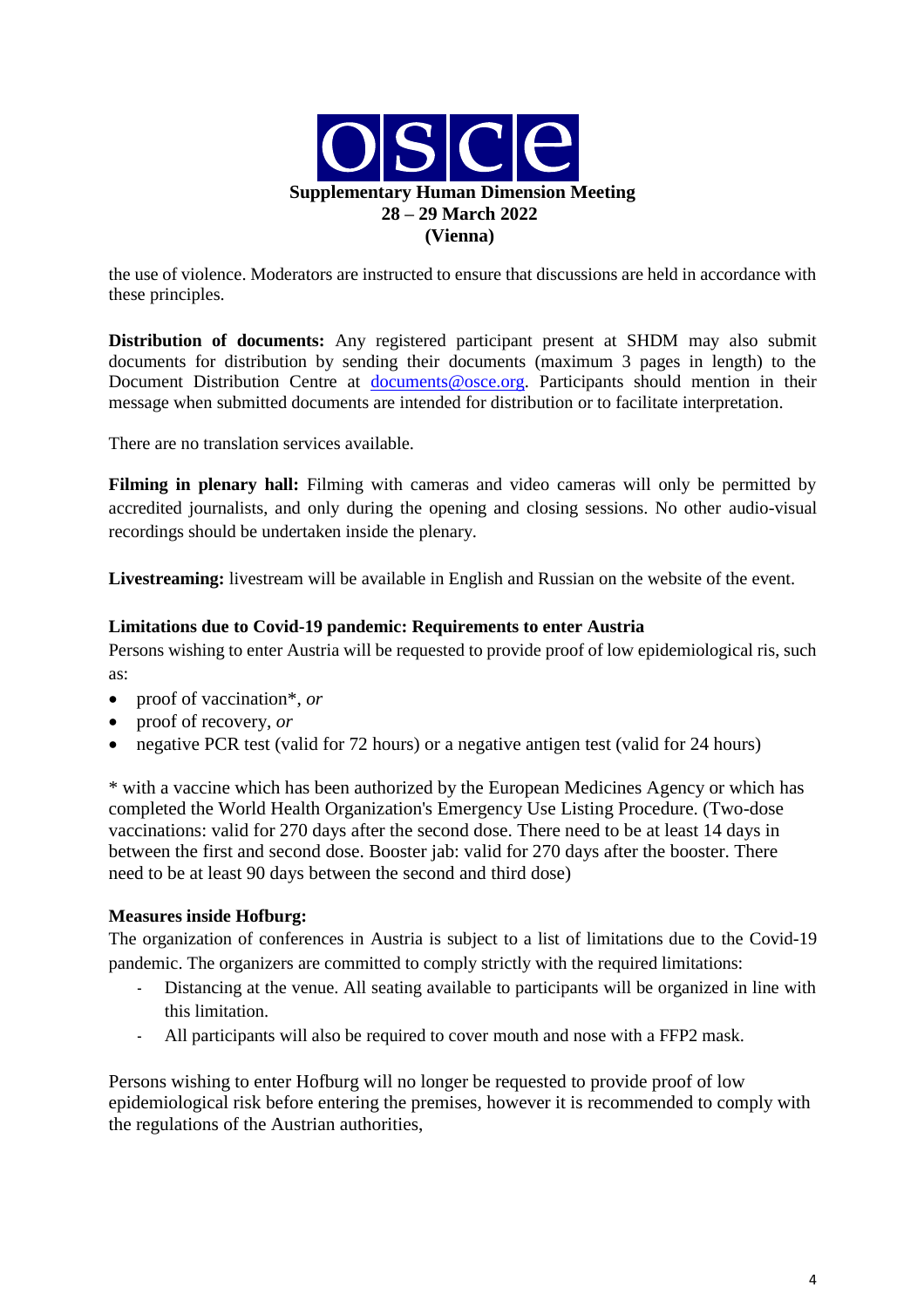the use of violence. Moderators are instructed to ensure that discussions are held in accordance with these principles.

**Distribution of documents:** Any registered participant present at SHDM may also submit documents for distribution by sending their documents (maximum 3 pages in length) to the Document Distribution Centre at documents@osce.org. Participants should mention in their message when submitted documents are intended for distribution or to facilitate interpretation.

There are no translation services available.

**Filming in plenary hall:** Filming with cameras and video cameras will only be permitted by accredited journalists, and only during the opening and closing sessions. No other audio-visual recordings should be undertaken inside the plenary.

**Livestreaming:** livestream will be available in English and Russian on the website of the event.

**Limitations due to Covid-19 pandemic: Requirements to enter Austria**

Persons wishing to enter Austria will be requested to provide proof of low epidemiological ris, such as:

- proof of vaccination*, *or*
- proof of recovery, *or*
- negative PCR test (valid for 72 hours) or a negative antigen test (valid for 24 hours)

* with a vaccine which has been authorized by the European Medicines Agency or which has completed the World Health Organization's Emergency Use Listing Procedure. (Two-dose vaccinations: valid for 270 days after the second dose. There need to be at least 14 days in between the first and second dose. Booster jab: valid for 270 days after the booster. There need to be at least 90 days between the second and third dose)

**Measures inside Hofburg:**

The organization of conferences in Austria is subject to a list of limitations due to the Covid-19 pandemic. The organizers are committed to comply strictly with the required limitations:

- Distancing at the venue. All seating available to participants will be organized in line with this limitation.
- All participants will also be required to cover mouth and nose with a FFP2 mask.

Persons wishing to enter Hofburg will no longer be requested to provide proof of low epidemiological risk before entering the premises, however it is recommended to comply with the regulations of the Austrian authorities,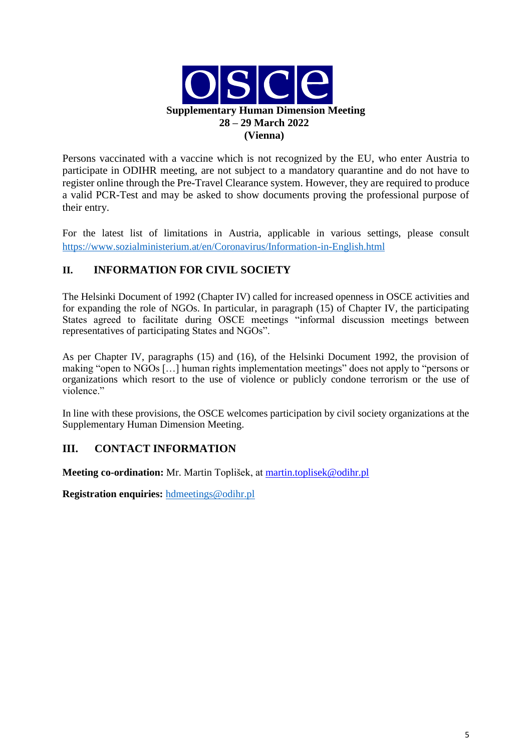**Supplementary Human Dimension Meeting**
**28 – 29 March 2022**
**(Vienna)**

Persons vaccinated with a vaccine which is not recognized by the EU, who enter Austria to participate in ODIHR meeting, are not subject to a mandatory quarantine and do not have to register online through the Pre-Travel Clearance system. However, they are required to produce a valid PCR-Test and may be asked to show documents proving the professional purpose of their entry.

For the latest list of limitations in Austria, applicable in various settings, please consult https://www.sozialministerium.at/en/Coronavirus/Information-in-English.html

## II. INFORMATION FOR CIVIL SOCIETY

The Helsinki Document of 1992 (Chapter IV) called for increased openness in OSCE activities and for expanding the role of NGOs. In particular, in paragraph (15) of Chapter IV, the participating States agreed to facilitate during OSCE meetings "informal discussion meetings between representatives of participating States and NGOs".

As per Chapter IV, paragraphs (15) and (16), of the Helsinki Document 1992, the provision of making "open to NGOs […] human rights implementation meetings" does not apply to "persons or organizations which resort to the use of violence or publicly condone terrorism or the use of violence."

In line with these provisions, the OSCE welcomes participation by civil society organizations at the Supplementary Human Dimension Meeting.

## III. CONTACT INFORMATION

**Meeting co-ordination:** Mr. Martin Toplišek, at martin.toplisek@odihr.pl

**Registration enquiries:** hdmeetings@odihr.pl